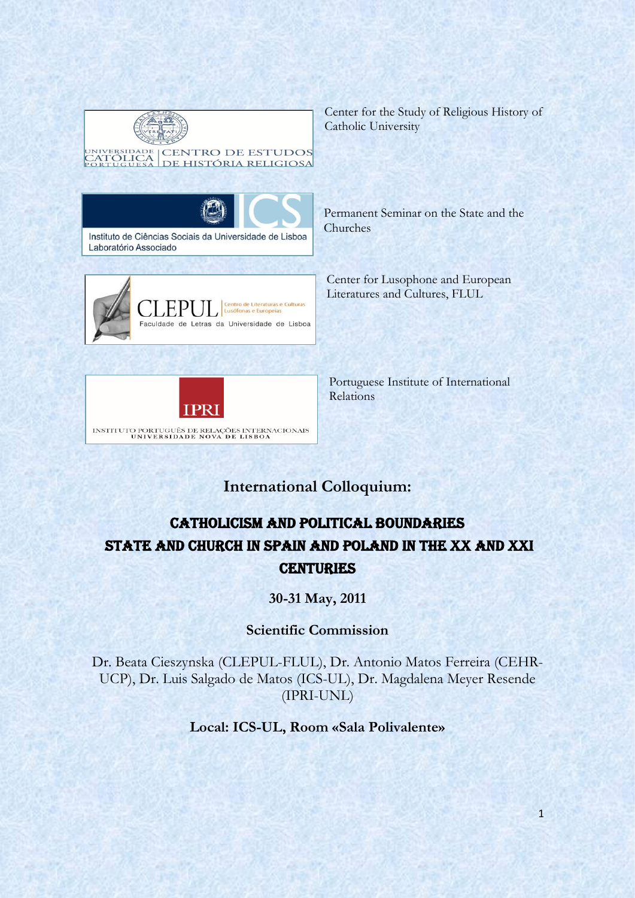UNIVERSIDADE CATÓLICA PORTUGUESA | CENTRO DE ESTUDOS DE HISTÓRIA RELIGIOSA

Center for the Study of Religious History of Catholic University

Instituto de Ciências Sociais da Universidade de Lisboa
Laboratório Associado

Permanent Seminar on the State and the Churches

CLEPUL | Centro de Literaturas e Culturas Lusófonas e Europeias
Faculdade de Letras da Universidade de Lisboa

Center for Lusophone and European Literatures and Cultures, FLUL

IPRI
INSTITUTO PORTUGUÊS DE RELAÇÕES INTERNACIONAIS
UNIVERSIDADE NOVA DE LISBOA

Portuguese Institute of International Relations

## International Colloquium:

# CATHOLICISM AND POLITICAL BOUNDARIES STATE AND CHURCH IN SPAIN AND POLAND IN THE XX AND XXI CENTURIES

**30-31 May, 2011**

**Scientific Commission**

Dr. Beata Cieszynska (CLEPUL-FLUL), Dr. Antonio Matos Ferreira (CEHR-UCP), Dr. Luis Salgado de Matos (ICS-UL), Dr. Magdalena Meyer Resende (IPRI-UNL)

**Local: ICS-UL, Room «Sala Polivalente»**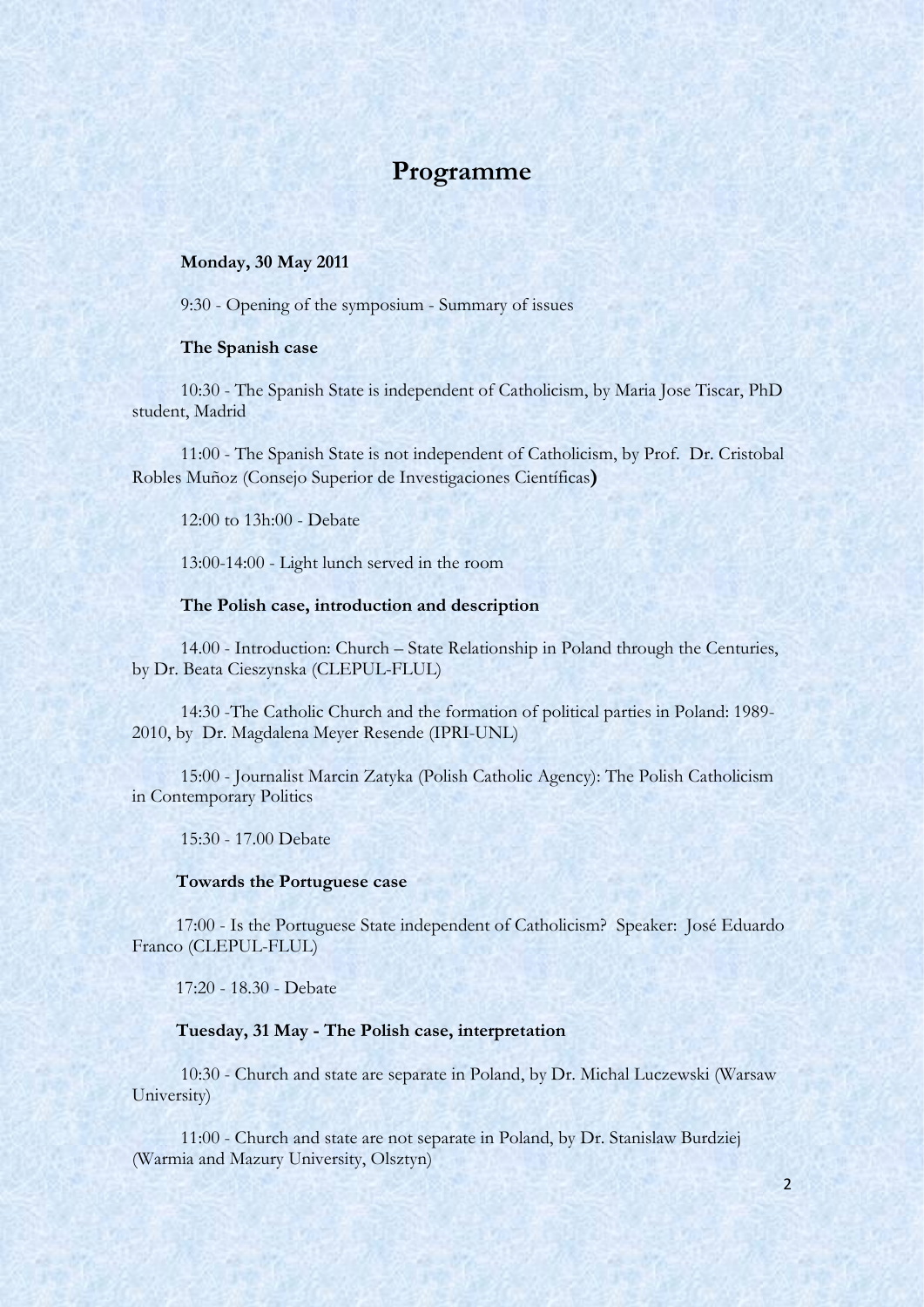# Programme

**Monday, 30 May 2011**

9:30 - Opening of the symposium - Summary of issues

**The Spanish case**

10:30 - The Spanish State is independent of Catholicism, by Maria Jose Tiscar, PhD student, Madrid

11:00 - The Spanish State is not independent of Catholicism, by Prof. Dr. Cristobal Robles Muñoz (Consejo Superior de Investigaciones Científicas**)**

12:00 to 13h:00 - Debate

13:00-14:00 - Light lunch served in the room

**The Polish case, introduction and description**

14.00 - Introduction: Church – State Relationship in Poland through the Centuries, by Dr. Beata Cieszynska (CLEPUL-FLUL)

14:30 -The Catholic Church and the formation of political parties in Poland: 1989-2010, by Dr. Magdalena Meyer Resende (IPRI-UNL)

15:00 - Journalist Marcin Zatyka (Polish Catholic Agency): The Polish Catholicism in Contemporary Politics

15:30 - 17.00 Debate

**Towards the Portuguese case**

17:00 - Is the Portuguese State independent of Catholicism? Speaker: José Eduardo Franco (CLEPUL-FLUL)

17:20 - 18.30 - Debate

**Tuesday, 31 May - The Polish case, interpretation**

10:30 - Church and state are separate in Poland, by Dr. Michal Luczewski (Warsaw University)

11:00 - Church and state are not separate in Poland, by Dr. Stanislaw Burdziej (Warmia and Mazury University, Olsztyn)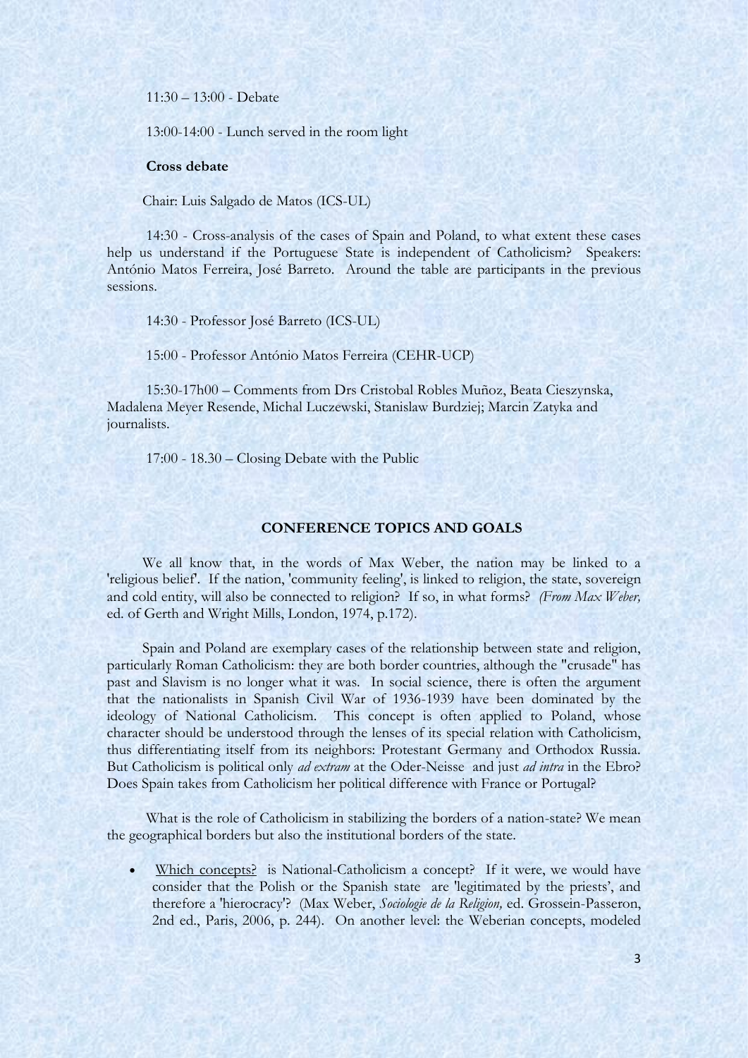11:30 – 13:00 - Debate

13:00-14:00 - Lunch served in the room light

**Cross debate**

Chair: Luis Salgado de Matos (ICS-UL)

14:30 - Cross-analysis of the cases of Spain and Poland, to what extent these cases help us understand if the Portuguese State is independent of Catholicism? Speakers: António Matos Ferreira, José Barreto. Around the table are participants in the previous sessions.

14:30 - Professor José Barreto (ICS-UL)

15:00 - Professor António Matos Ferreira (CEHR-UCP)

15:30-17h00 – Comments from Drs Cristobal Robles Muñoz, Beata Cieszynska, Madalena Meyer Resende, Michal Luczewski, Stanislaw Burdziej; Marcin Zatyka and journalists.

17:00 - 18.30 – Closing Debate with the Public

## CONFERENCE TOPICS AND GOALS

We all know that, in the words of Max Weber, the nation may be linked to a 'religious belief'. If the nation, 'community feeling', is linked to religion, the state, sovereign and cold entity, will also be connected to religion? If so, in what forms? *(From Max Weber,* ed. of Gerth and Wright Mills, London, 1974, p.172).

Spain and Poland are exemplary cases of the relationship between state and religion, particularly Roman Catholicism: they are both border countries, although the "crusade" has past and Slavism is no longer what it was. In social science, there is often the argument that the nationalists in Spanish Civil War of 1936-1939 have been dominated by the ideology of National Catholicism. This concept is often applied to Poland, whose character should be understood through the lenses of its special relation with Catholicism, thus differentiating itself from its neighbors: Protestant Germany and Orthodox Russia. But Catholicism is political only *ad extram* at the Oder-Neisse and just *ad intra* in the Ebro? Does Spain takes from Catholicism her political difference with France or Portugal?

What is the role of Catholicism in stabilizing the borders of a nation-state? We mean the geographical borders but also the institutional borders of the state.

- Which concepts? is National-Catholicism a concept? If it were, we would have consider that the Polish or the Spanish state are 'legitimated by the priests', and therefore a 'hierocracy'? (Max Weber, *Sociologie de la Religion,* ed. Grossein-Passeron, 2nd ed., Paris, 2006, p. 244). On another level: the Weberian concepts, modeled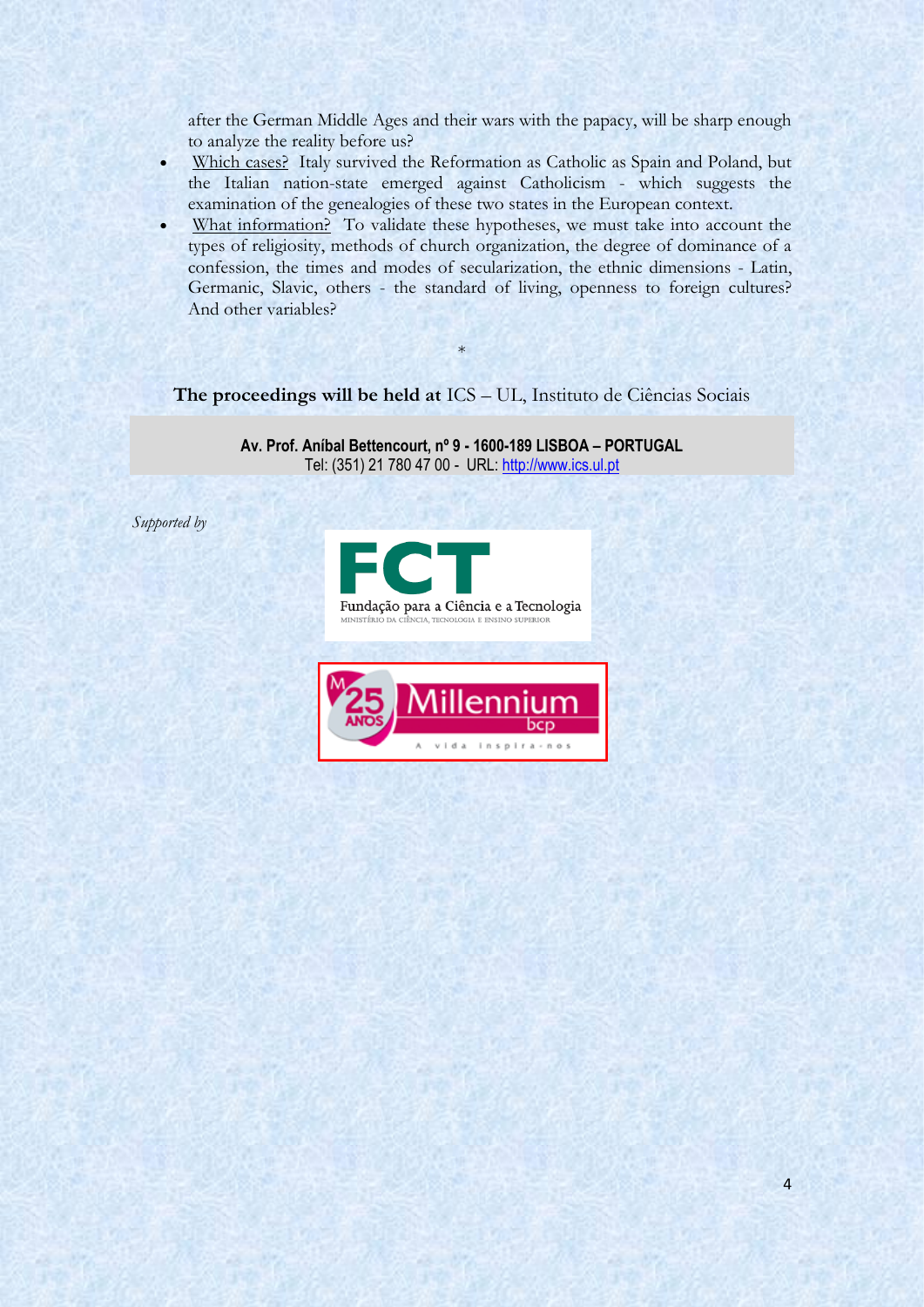after the German Middle Ages and their wars with the papacy, will be sharp enough to analyze the reality before us?

- Which cases? Italy survived the Reformation as Catholic as Spain and Poland, but the Italian nation-state emerged against Catholicism - which suggests the examination of the genealogies of these two states in the European context.
- What information? To validate these hypotheses, we must take into account the types of religiosity, methods of church organization, the degree of dominance of a confession, the times and modes of secularization, the ethnic dimensions - Latin, Germanic, Slavic, others - the standard of living, openness to foreign cultures? And other variables?

*

**The proceedings will be held at** ICS – UL, Instituto de Ciências Sociais

**Av. Prof. Aníbal Bettencourt, nº 9 - 1600-189 LISBOA – PORTUGAL**
Tel: (351) 21 780 47 00 - URL: http://www.ics.ul.pt

*Supported by*

FCT
Fundação para a Ciência e a Tecnologia
MINISTÉRIO DA CIÊNCIA, TECNOLOGIA E ENSINO SUPERIOR

25 ANOS Millennium bcp
A vida inspira-nos